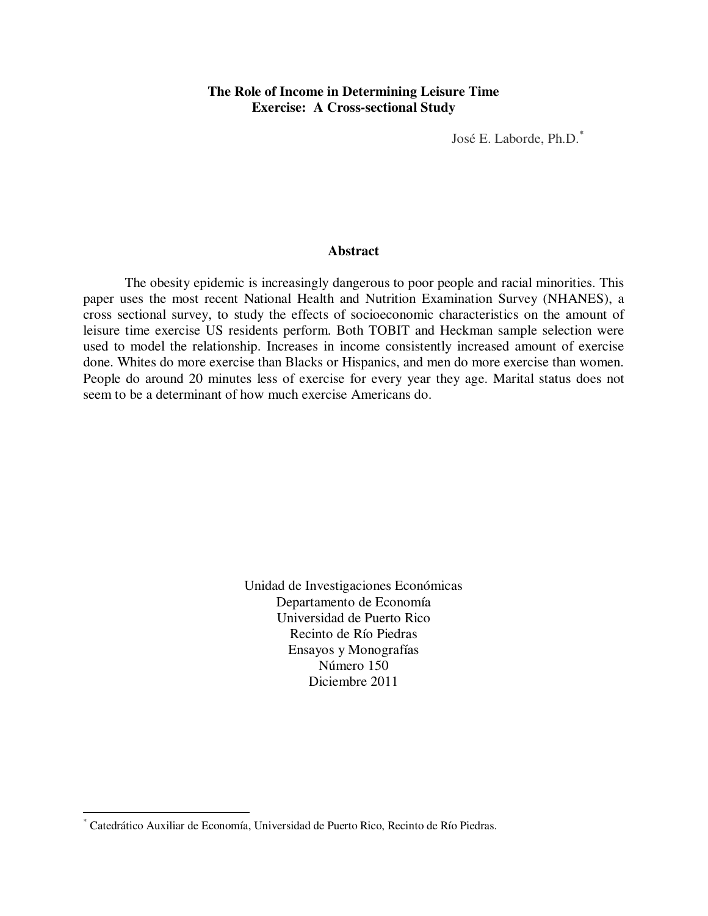# The Role of Income in Determining Leisure Time Exercise: A Cross-sectional Study

José E. Laborde, Ph.D.[*]

## Abstract

The obesity epidemic is increasingly dangerous to poor people and racial minorities. This paper uses the most recent National Health and Nutrition Examination Survey (NHANES), a cross sectional survey, to study the effects of socioeconomic characteristics on the amount of leisure time exercise US residents perform. Both TOBIT and Heckman sample selection were used to model the relationship. Increases in income consistently increased amount of exercise done. Whites do more exercise than Blacks or Hispanics, and men do more exercise than women. People do around 20 minutes less of exercise for every year they age. Marital status does not seem to be a determinant of how much exercise Americans do.

Unidad de Investigaciones Económicas
Departamento de Economía
Universidad de Puerto Rico
Recinto de Río Piedras
Ensayos y Monografías
Número 150
Diciembre 2011

[*] Catedrático Auxiliar de Economía, Universidad de Puerto Rico, Recinto de Río Piedras.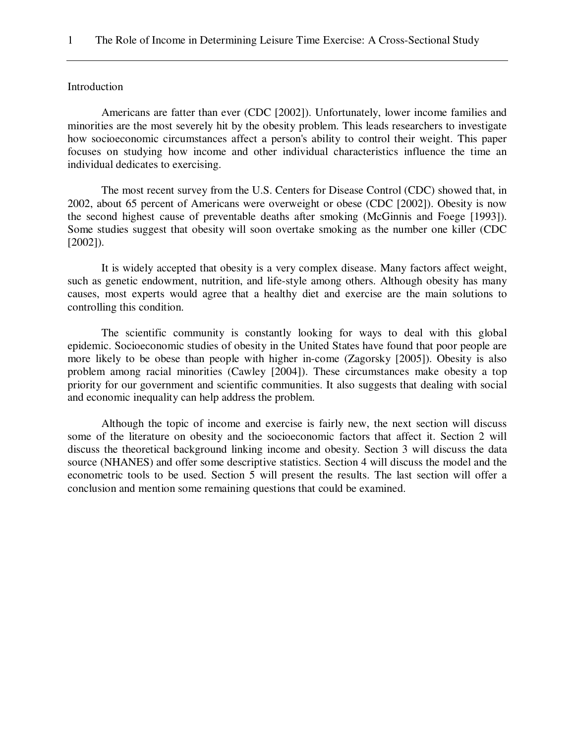## Introduction

Americans are fatter than ever (CDC [2002]). Unfortunately, lower income families and minorities are the most severely hit by the obesity problem. This leads researchers to investigate how socioeconomic circumstances affect a person's ability to control their weight. This paper focuses on studying how income and other individual characteristics influence the time an individual dedicates to exercising.

The most recent survey from the U.S. Centers for Disease Control (CDC) showed that, in 2002, about 65 percent of Americans were overweight or obese (CDC [2002]). Obesity is now the second highest cause of preventable deaths after smoking (McGinnis and Foege [1993]). Some studies suggest that obesity will soon overtake smoking as the number one killer (CDC [2002]).

It is widely accepted that obesity is a very complex disease. Many factors affect weight, such as genetic endowment, nutrition, and life-style among others. Although obesity has many causes, most experts would agree that a healthy diet and exercise are the main solutions to controlling this condition.

The scientific community is constantly looking for ways to deal with this global epidemic. Socioeconomic studies of obesity in the United States have found that poor people are more likely to be obese than people with higher in-come (Zagorsky [2005]). Obesity is also problem among racial minorities (Cawley [2004]). These circumstances make obesity a top priority for our government and scientific communities. It also suggests that dealing with social and economic inequality can help address the problem.

Although the topic of income and exercise is fairly new, the next section will discuss some of the literature on obesity and the socioeconomic factors that affect it. Section 2 will discuss the theoretical background linking income and obesity. Section 3 will discuss the data source (NHANES) and offer some descriptive statistics. Section 4 will discuss the model and the econometric tools to be used. Section 5 will present the results. The last section will offer a conclusion and mention some remaining questions that could be examined.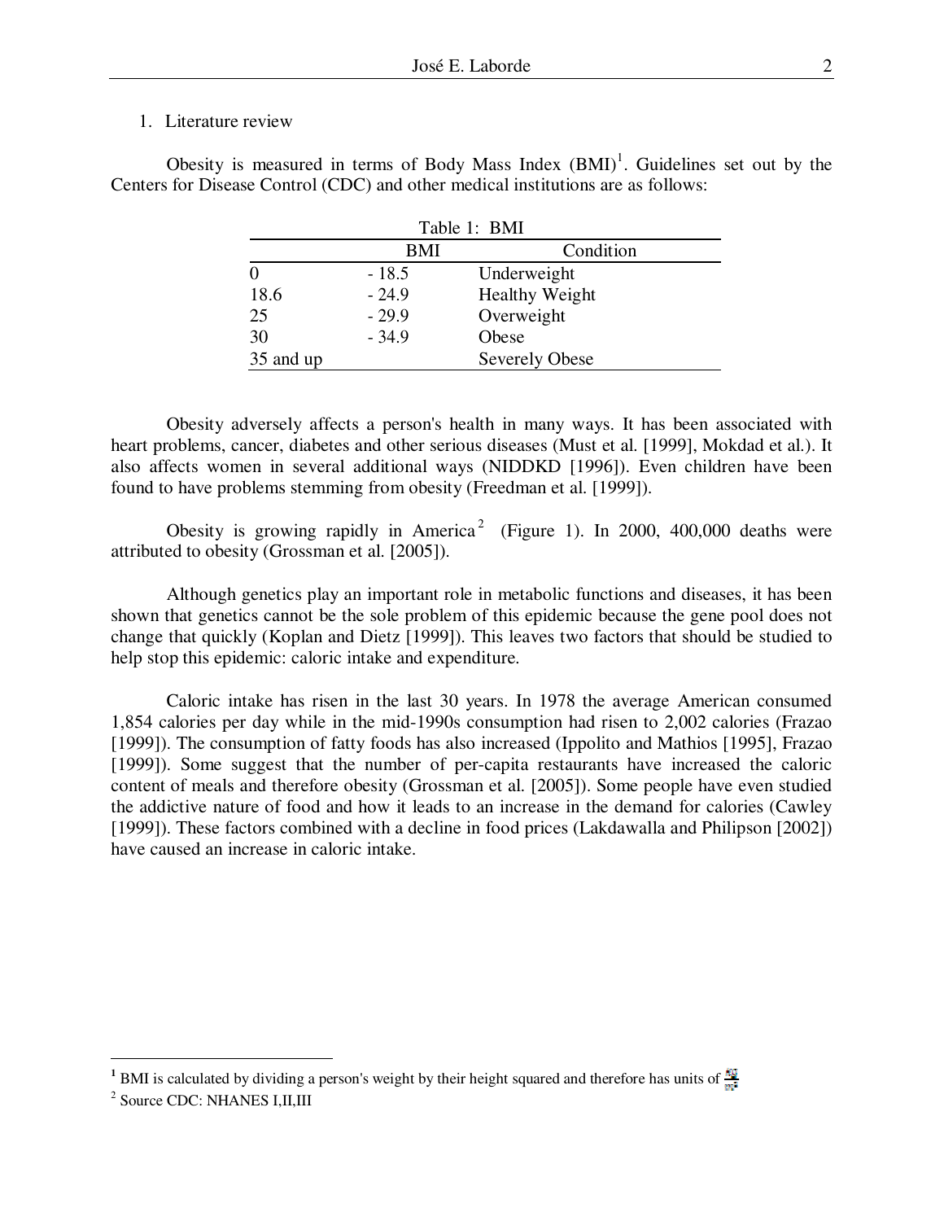## 1. Literature review

Obesity is measured in terms of Body Mass Index (BMI)[1]. Guidelines set out by the Centers for Disease Control (CDC) and other medical institutions are as follows:

Table 1: BMI

| BMI | | Condition |
|---|---|---|
| 0 | - 18.5 | Underweight |
| 18.6 | - 24.9 | Healthy Weight |
| 25 | - 29.9 | Overweight |
| 30 | - 34.9 | Obese |
| 35 and up | | Severely Obese |

Obesity adversely affects a person's health in many ways. It has been associated with heart problems, cancer, diabetes and other serious diseases (Must et al. [1999], Mokdad et al.). It also affects women in several additional ways (NIDDKD [1996]). Even children have been found to have problems stemming from obesity (Freedman et al. [1999]).

Obesity is growing rapidly in America[2] (Figure 1). In 2000, 400,000 deaths were attributed to obesity (Grossman et al. [2005]).

Although genetics play an important role in metabolic functions and diseases, it has been shown that genetics cannot be the sole problem of this epidemic because the gene pool does not change that quickly (Koplan and Dietz [1999]). This leaves two factors that should be studied to help stop this epidemic: caloric intake and expenditure.

Caloric intake has risen in the last 30 years. In 1978 the average American consumed 1,854 calories per day while in the mid-1990s consumption had risen to 2,002 calories (Frazao [1999]). The consumption of fatty foods has also increased (Ippolito and Mathios [1995], Frazao [1999]). Some suggest that the number of per-capita restaurants have increased the caloric content of meals and therefore obesity (Grossman et al. [2005]). Some people have even studied the addictive nature of food and how it leads to an increase in the demand for calories (Cawley [1999]). These factors combined with a decline in food prices (Lakdawalla and Philipson [2002]) have caused an increase in caloric intake.

---

[1] BMI is calculated by dividing a person's weight by their height squared and therefore has units of $\frac{kg}{m^2}$

[2] Source CDC: NHANES I,II,III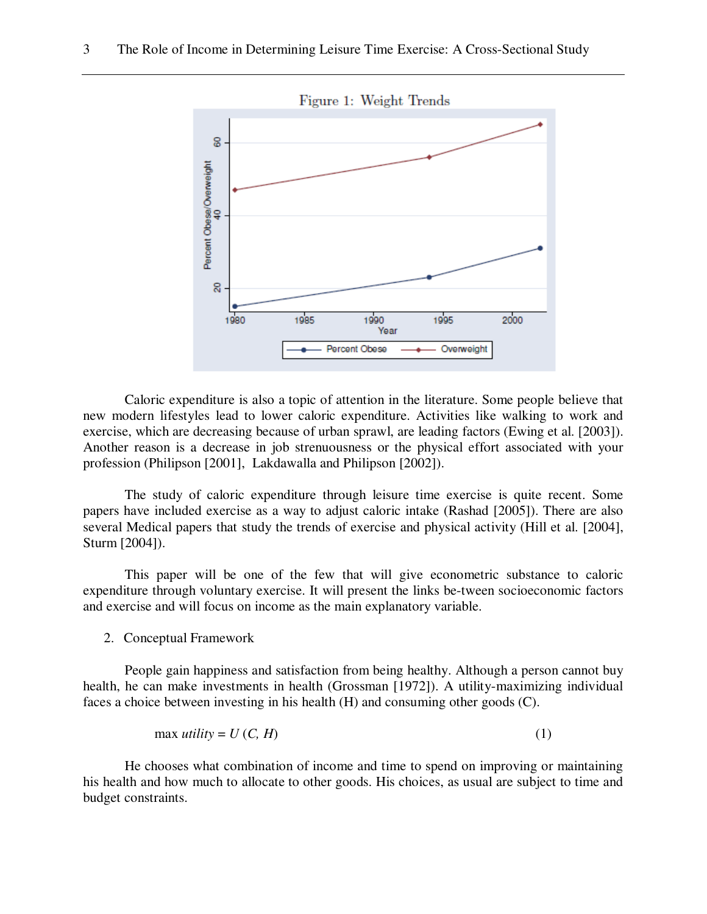Figure 1: Weight Trends

Caloric expenditure is also a topic of attention in the literature. Some people believe that new modern lifestyles lead to lower caloric expenditure. Activities like walking to work and exercise, which are decreasing because of urban sprawl, are leading factors (Ewing et al. [2003]). Another reason is a decrease in job strenuousness or the physical effort associated with your profession (Philipson [2001], Lakdawalla and Philipson [2002]).

The study of caloric expenditure through leisure time exercise is quite recent. Some papers have included exercise as a way to adjust caloric intake (Rashad [2005]). There are also several Medical papers that study the trends of exercise and physical activity (Hill et al. [2004], Sturm [2004]).

This paper will be one of the few that will give econometric substance to caloric expenditure through voluntary exercise. It will present the links be-tween socioeconomic factors and exercise and will focus on income as the main explanatory variable.

## 2. Conceptual Framework

People gain happiness and satisfaction from being healthy. Although a person cannot buy health, he can make investments in health (Grossman [1972]). A utility-maximizing individual faces a choice between investing in his health (H) and consuming other goods (C).

$$\max \textit{utility} = U(C, H) \tag{1}$$

He chooses what combination of income and time to spend on improving or maintaining his health and how much to allocate to other goods. His choices, as usual are subject to time and budget constraints.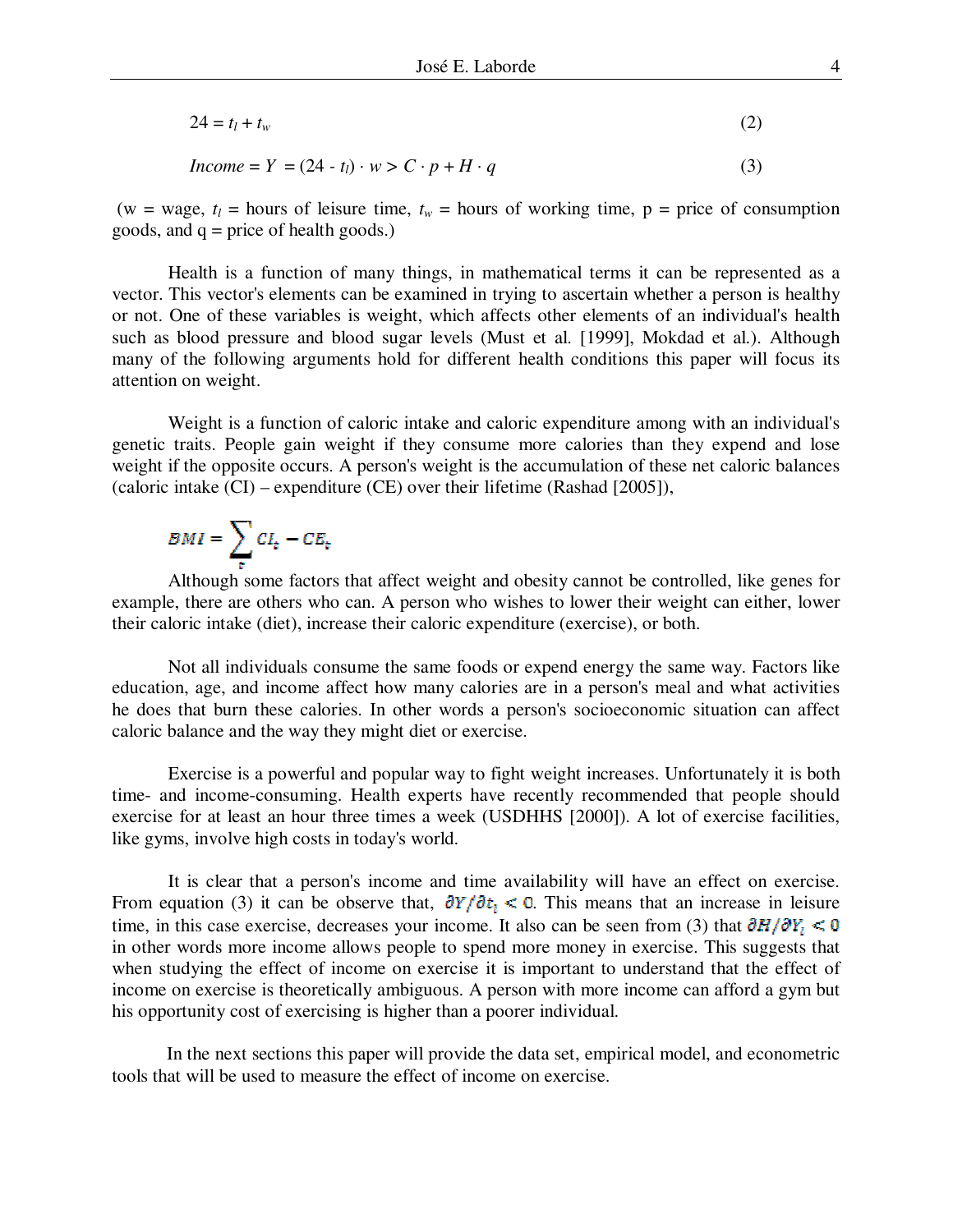$$24 = t_l + t_w \tag{2}$$

$$Income = Y = (24 - t_l) \cdot w > C \cdot p + H \cdot q \tag{3}$$

(w = wage, $t_l$ = hours of leisure time, $t_w$ = hours of working time, p = price of consumption goods, and q = price of health goods.)

Health is a function of many things, in mathematical terms it can be represented as a vector. This vector's elements can be examined in trying to ascertain whether a person is healthy or not. One of these variables is weight, which affects other elements of an individual's health such as blood pressure and blood sugar levels (Must et al. [1999], Mokdad et al.). Although many of the following arguments hold for different health conditions this paper will focus its attention on weight.

Weight is a function of caloric intake and caloric expenditure among with an individual's genetic traits. People gain weight if they consume more calories than they expend and lose weight if the opposite occurs. A person's weight is the accumulation of these net caloric balances (caloric intake (CI) – expenditure (CE) over their lifetime (Rashad [2005]),

$$BMI = \sum_t CI_t - CE_t$$

Although some factors that affect weight and obesity cannot be controlled, like genes for example, there are others who can. A person who wishes to lower their weight can either, lower their caloric intake (diet), increase their caloric expenditure (exercise), or both.

Not all individuals consume the same foods or expend energy the same way. Factors like education, age, and income affect how many calories are in a person's meal and what activities he does that burn these calories. In other words a person's socioeconomic situation can affect caloric balance and the way they might diet or exercise.

Exercise is a powerful and popular way to fight weight increases. Unfortunately it is both time- and income-consuming. Health experts have recently recommended that people should exercise for at least an hour three times a week (USDHHS [2000]). A lot of exercise facilities, like gyms, involve high costs in today's world.

It is clear that a person's income and time availability will have an effect on exercise. From equation (3) it can be observe that, $\partial Y / \partial t_l < 0$. This means that an increase in leisure time, in this case exercise, decreases your income. It also can be seen from (3) that $\partial H / \partial Y_l < 0$ in other words more income allows people to spend more money in exercise. This suggests that when studying the effect of income on exercise it is important to understand that the effect of income on exercise is theoretically ambiguous. A person with more income can afford a gym but his opportunity cost of exercising is higher than a poorer individual.

In the next sections this paper will provide the data set, empirical model, and econometric tools that will be used to measure the effect of income on exercise.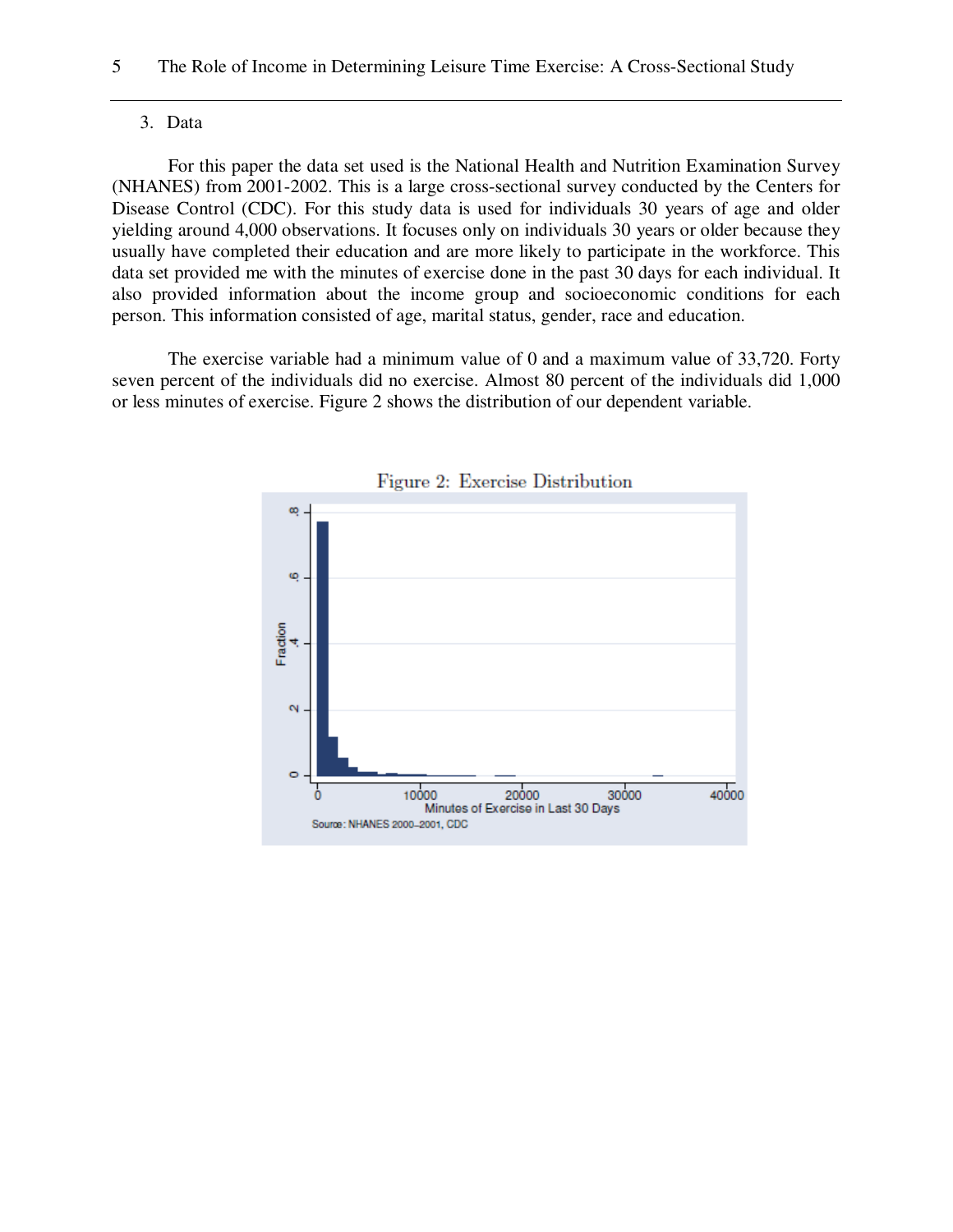## 3. Data

For this paper the data set used is the National Health and Nutrition Examination Survey (NHANES) from 2001-2002. This is a large cross-sectional survey conducted by the Centers for Disease Control (CDC). For this study data is used for individuals 30 years of age and older yielding around 4,000 observations. It focuses only on individuals 30 years or older because they usually have completed their education and are more likely to participate in the workforce. This data set provided me with the minutes of exercise done in the past 30 days for each individual. It also provided information about the income group and socioeconomic conditions for each person. This information consisted of age, marital status, gender, race and education.

The exercise variable had a minimum value of 0 and a maximum value of 33,720. Forty seven percent of the individuals did no exercise. Almost 80 percent of the individuals did 1,000 or less minutes of exercise. Figure 2 shows the distribution of our dependent variable.

Figure 2: Exercise Distribution

Source: NHANES 2000–2001, CDC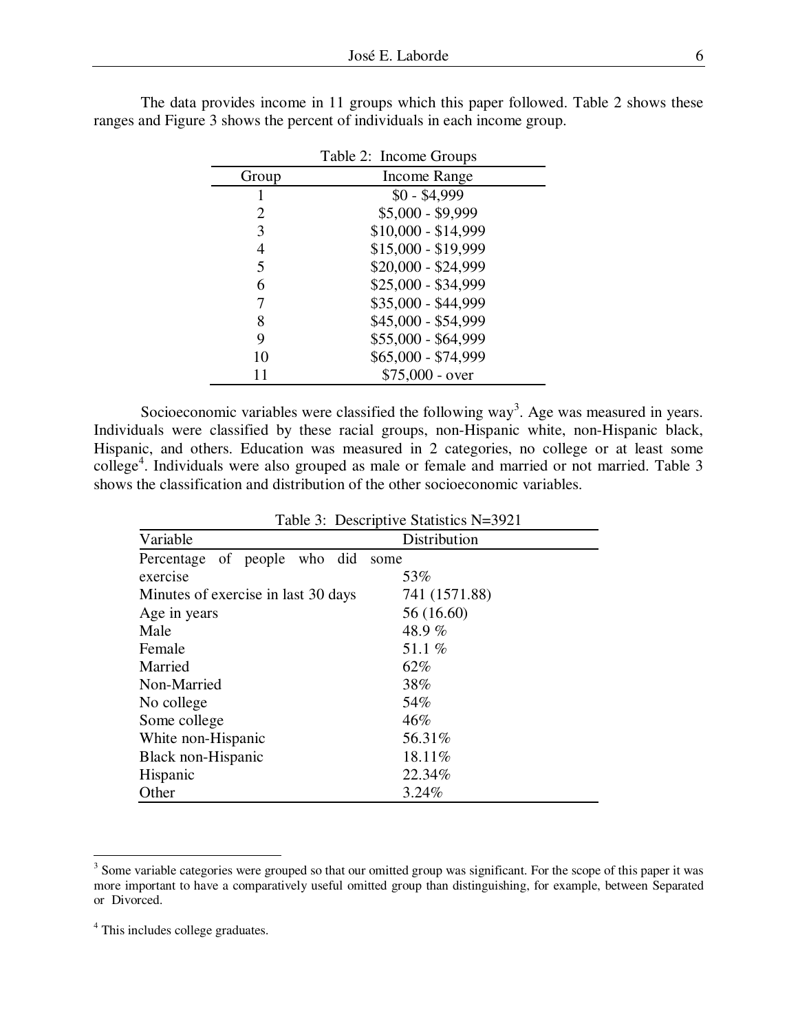The data provides income in 11 groups which this paper followed. Table 2 shows these ranges and Figure 3 shows the percent of individuals in each income group.

Table 2: Income Groups

| Group | Income Range |
|---|---|
| 1 | $0 - $4,999 |
| 2 | $5,000 - $9,999 |
| 3 | $10,000 - $14,999 |
| 4 | $15,000 - $19,999 |
| 5 | $20,000 - $24,999 |
| 6 | $25,000 - $34,999 |
| 7 | $35,000 - $44,999 |
| 8 | $45,000 - $54,999 |
| 9 | $55,000 - $64,999 |
| 10 | $65,000 - $74,999 |
| 11 | $75,000 - over |

Socioeconomic variables were classified the following way[3]. Age was measured in years. Individuals were classified by these racial groups, non-Hispanic white, non-Hispanic black, Hispanic, and others. Education was measured in 2 categories, no college or at least some college[4]. Individuals were also grouped as male or female and married or not married. Table 3 shows the classification and distribution of the other socioeconomic variables.

Table 3: Descriptive Statistics N=3921

| Variable | Distribution |
|---|---|
| Percentage of people who did some exercise | 53% |
| Minutes of exercise in last 30 days | 741 (1571.88) |
| Age in years | 56 (16.60) |
| Male | 48.9 % |
| Female | 51.1 % |
| Married | 62% |
| Non-Married | 38% |
| No college | 54% |
| Some college | 46% |
| White non-Hispanic | 56.31% |
| Black non-Hispanic | 18.11% |
| Hispanic | 22.34% |
| Other | 3.24% |

---

[3] Some variable categories were grouped so that our omitted group was significant. For the scope of this paper it was more important to have a comparatively useful omitted group than distinguishing, for example, between Separated or Divorced.

[4] This includes college graduates.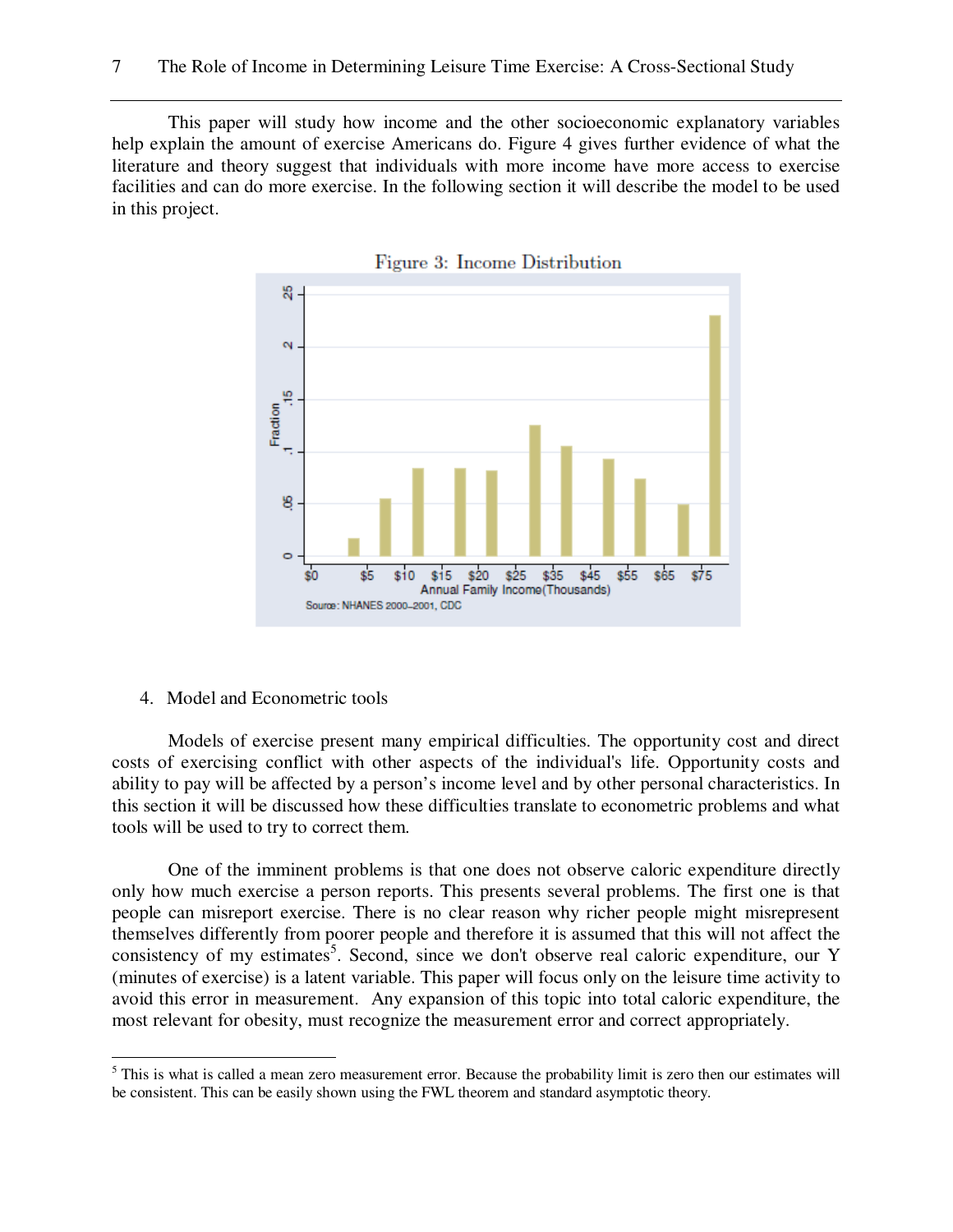This paper will study how income and the other socioeconomic explanatory variables help explain the amount of exercise Americans do. Figure 4 gives further evidence of what the literature and theory suggest that individuals with more income have more access to exercise facilities and can do more exercise. In the following section it will describe the model to be used in this project.

Figure 3: Income Distribution

4. Model and Econometric tools

Models of exercise present many empirical difficulties. The opportunity cost and direct costs of exercising conflict with other aspects of the individual's life. Opportunity costs and ability to pay will be affected by a person's income level and by other personal characteristics. In this section it will be discussed how these difficulties translate to econometric problems and what tools will be used to try to correct them.

One of the imminent problems is that one does not observe caloric expenditure directly only how much exercise a person reports. This presents several problems. The first one is that people can misreport exercise. There is no clear reason why richer people might misrepresent themselves differently from poorer people and therefore it is assumed that this will not affect the consistency of my estimates[5]. Second, since we don't observe real caloric expenditure, our Y (minutes of exercise) is a latent variable. This paper will focus only on the leisure time activity to avoid this error in measurement. Any expansion of this topic into total caloric expenditure, the most relevant for obesity, must recognize the measurement error and correct appropriately.

[5] This is what is called a mean zero measurement error. Because the probability limit is zero then our estimates will be consistent. This can be easily shown using the FWL theorem and standard asymptotic theory.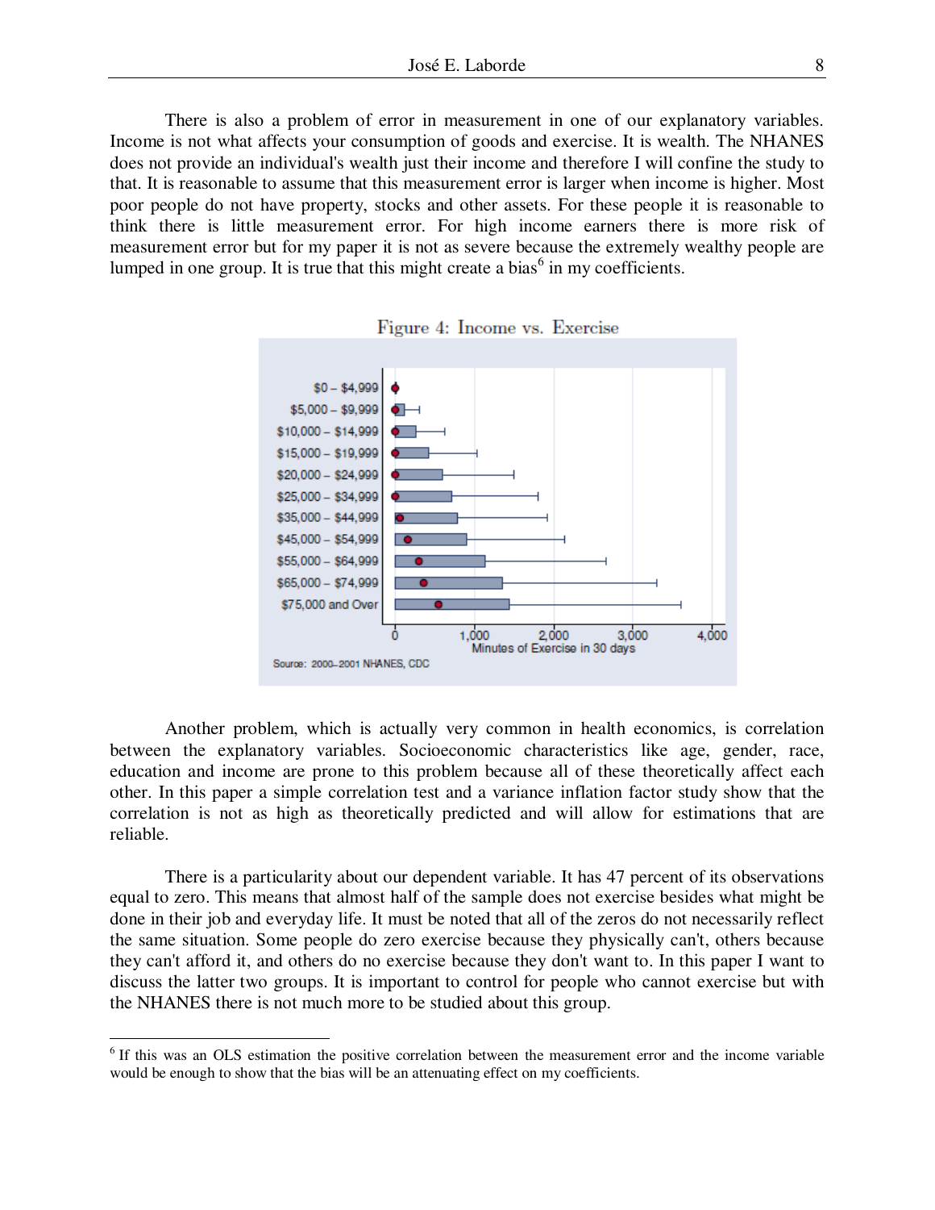There is also a problem of error in measurement in one of our explanatory variables. Income is not what affects your consumption of goods and exercise. It is wealth. The NHANES does not provide an individual's wealth just their income and therefore I will confine the study to that. It is reasonable to assume that this measurement error is larger when income is higher. Most poor people do not have property, stocks and other assets. For these people it is reasonable to think there is little measurement error. For high income earners there is more risk of measurement error but for my paper it is not as severe because the extremely wealthy people are lumped in one group. It is true that this might create a bias[6] in my coefficients.

Figure 4: Income vs. Exercise

Another problem, which is actually very common in health economics, is correlation between the explanatory variables. Socioeconomic characteristics like age, gender, race, education and income are prone to this problem because all of these theoretically affect each other. In this paper a simple correlation test and a variance inflation factor study show that the correlation is not as high as theoretically predicted and will allow for estimations that are reliable.

There is a particularity about our dependent variable. It has 47 percent of its observations equal to zero. This means that almost half of the sample does not exercise besides what might be done in their job and everyday life. It must be noted that all of the zeros do not necessarily reflect the same situation. Some people do zero exercise because they physically can't, others because they can't afford it, and others do no exercise because they don't want to. In this paper I want to discuss the latter two groups. It is important to control for people who cannot exercise but with the NHANES there is not much more to be studied about this group.

---

[6] If this was an OLS estimation the positive correlation between the measurement error and the income variable would be enough to show that the bias will be an attenuating effect on my coefficients.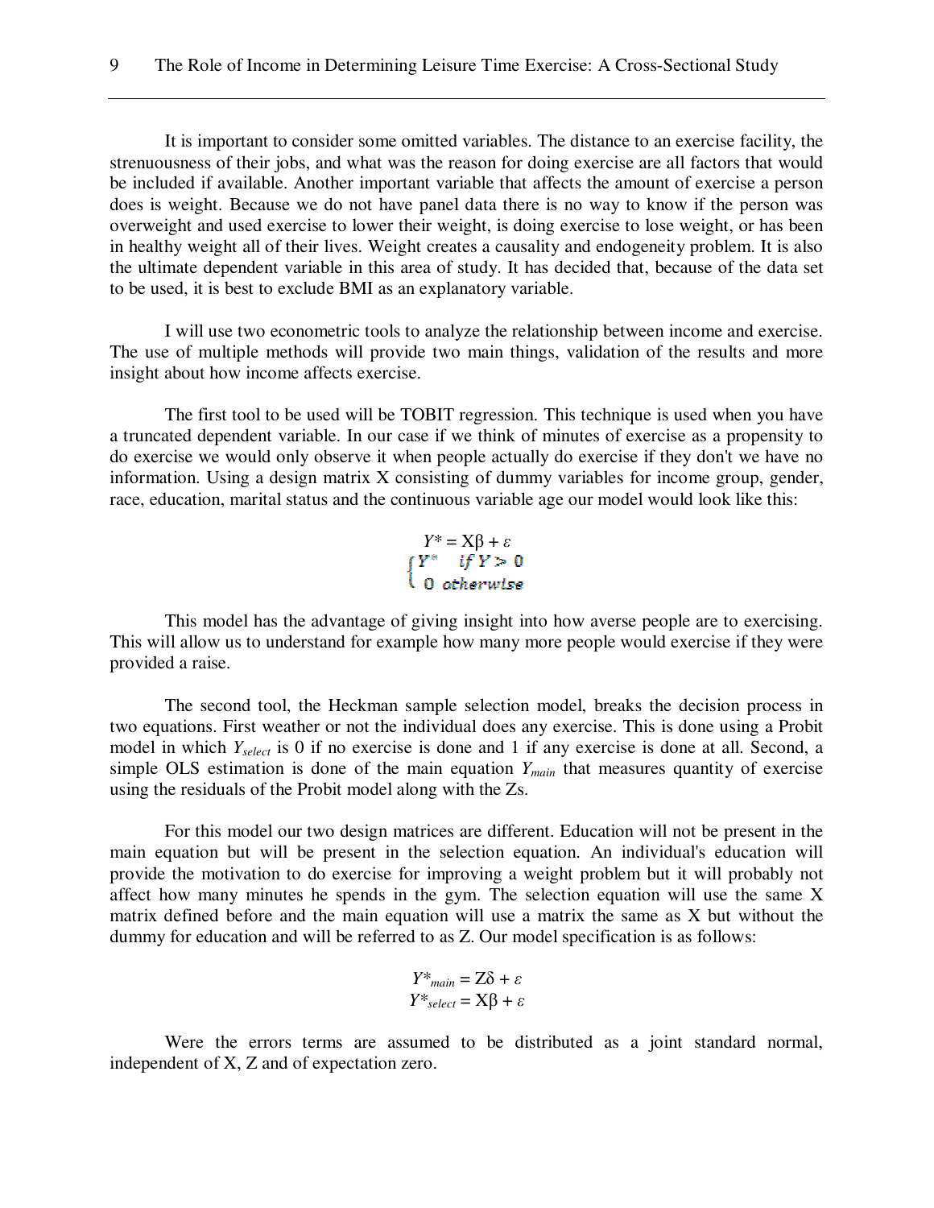It is important to consider some omitted variables. The distance to an exercise facility, the strenuousness of their jobs, and what was the reason for doing exercise are all factors that would be included if available. Another important variable that affects the amount of exercise a person does is weight. Because we do not have panel data there is no way to know if the person was overweight and used exercise to lower their weight, is doing exercise to lose weight, or has been in healthy weight all of their lives. Weight creates a causality and endogeneity problem. It is also the ultimate dependent variable in this area of study. It has decided that, because of the data set to be used, it is best to exclude BMI as an explanatory variable.

I will use two econometric tools to analyze the relationship between income and exercise. The use of multiple methods will provide two main things, validation of the results and more insight about how income affects exercise.

The first tool to be used will be TOBIT regression. This technique is used when you have a truncated dependent variable. In our case if we think of minutes of exercise as a propensity to do exercise we would only observe it when people actually do exercise if they don't we have no information. Using a design matrix X consisting of dummy variables for income group, gender, race, education, marital status and the continuous variable age our model would look like this:

$$Y^* = X\beta + \varepsilon$$
$$\begin{cases} Y^* & if\ Y > 0 \\ 0 & otherwise \end{cases}$$

This model has the advantage of giving insight into how averse people are to exercising. This will allow us to understand for example how many more people would exercise if they were provided a raise.

The second tool, the Heckman sample selection model, breaks the decision process in two equations. First weather or not the individual does any exercise. This is done using a Probit model in which $Y_{select}$ is 0 if no exercise is done and 1 if any exercise is done at all. Second, a simple OLS estimation is done of the main equation $Y_{main}$ that measures quantity of exercise using the residuals of the Probit model along with the Zs.

For this model our two design matrices are different. Education will not be present in the main equation but will be present in the selection equation. An individual's education will provide the motivation to do exercise for improving a weight problem but it will probably not affect how many minutes he spends in the gym. The selection equation will use the same X matrix defined before and the main equation will use a matrix the same as X but without the dummy for education and will be referred to as Z. Our model specification is as follows:

$$Y^*_{main} = Z\delta + \varepsilon$$
$$Y^*_{select} = X\beta + \varepsilon$$

Were the errors terms are assumed to be distributed as a joint standard normal, independent of X, Z and of expectation zero.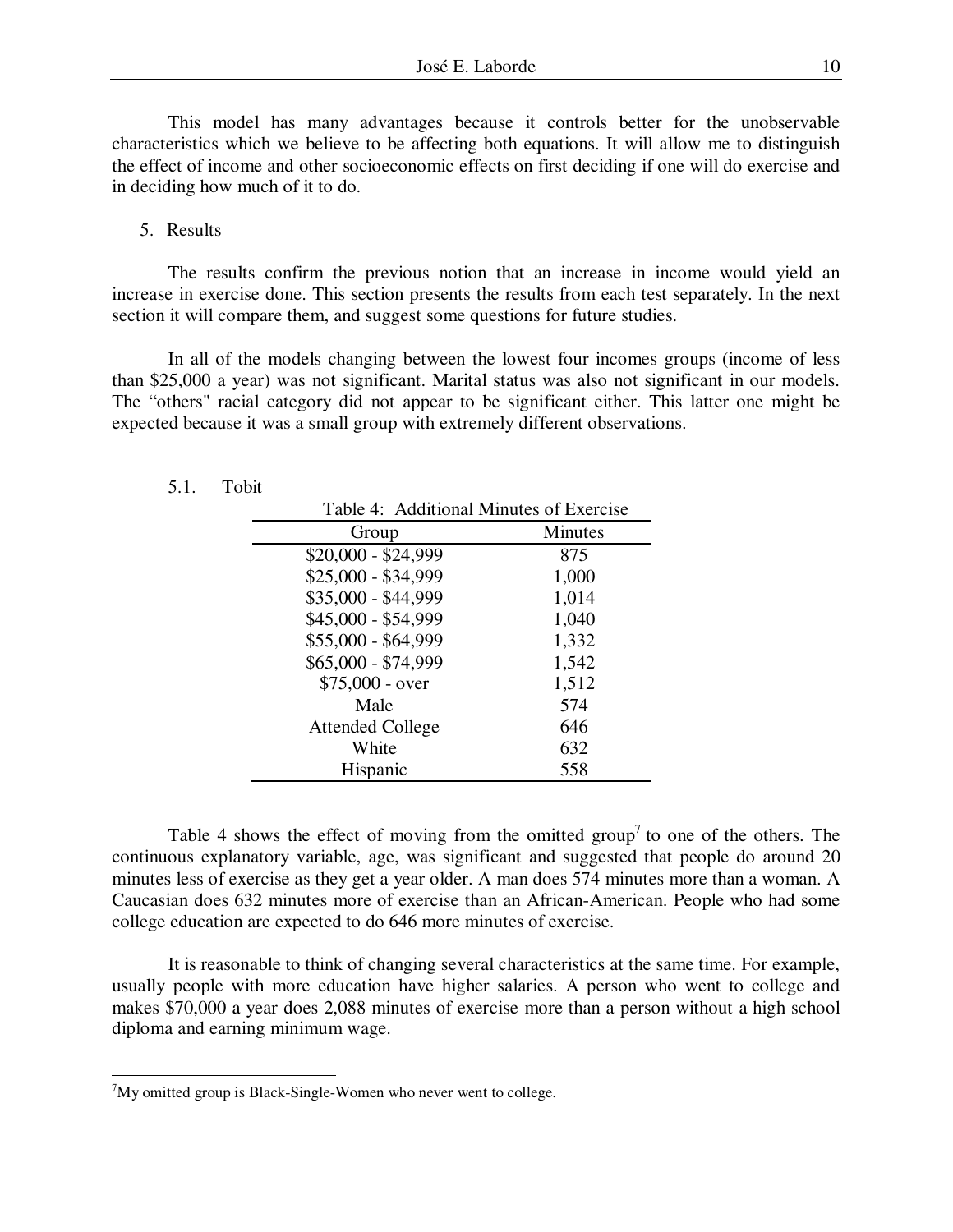This model has many advantages because it controls better for the unobservable characteristics which we believe to be affecting both equations. It will allow me to distinguish the effect of income and other socioeconomic effects on first deciding if one will do exercise and in deciding how much of it to do.

## 5. Results

The results confirm the previous notion that an increase in income would yield an increase in exercise done. This section presents the results from each test separately. In the next section it will compare them, and suggest some questions for future studies.

In all of the models changing between the lowest four incomes groups (income of less than $25,000 a year) was not significant. Marital status was also not significant in our models. The “others" racial category did not appear to be significant either. This latter one might be expected because it was a small group with extremely different observations.

### 5.1. Tobit

Table 4: Additional Minutes of Exercise

| Group | Minutes |
|---|---|
| $20,000 - $24,999 | 875 |
| $25,000 - $34,999 | 1,000 |
| $35,000 - $44,999 | 1,014 |
| $45,000 - $54,999 | 1,040 |
| $55,000 - $64,999 | 1,332 |
| $65,000 - $74,999 | 1,542 |
| $75,000 - over | 1,512 |
| Male | 574 |
| Attended College | 646 |
| White | 632 |
| Hispanic | 558 |

Table 4 shows the effect of moving from the omitted group[7] to one of the others. The continuous explanatory variable, age, was significant and suggested that people do around 20 minutes less of exercise as they get a year older. A man does 574 minutes more than a woman. A Caucasian does 632 minutes more of exercise than an African-American. People who had some college education are expected to do 646 more minutes of exercise.

It is reasonable to think of changing several characteristics at the same time. For example, usually people with more education have higher salaries. A person who went to college and makes $70,000 a year does 2,088 minutes of exercise more than a person without a high school diploma and earning minimum wage.

[7] My omitted group is Black-Single-Women who never went to college.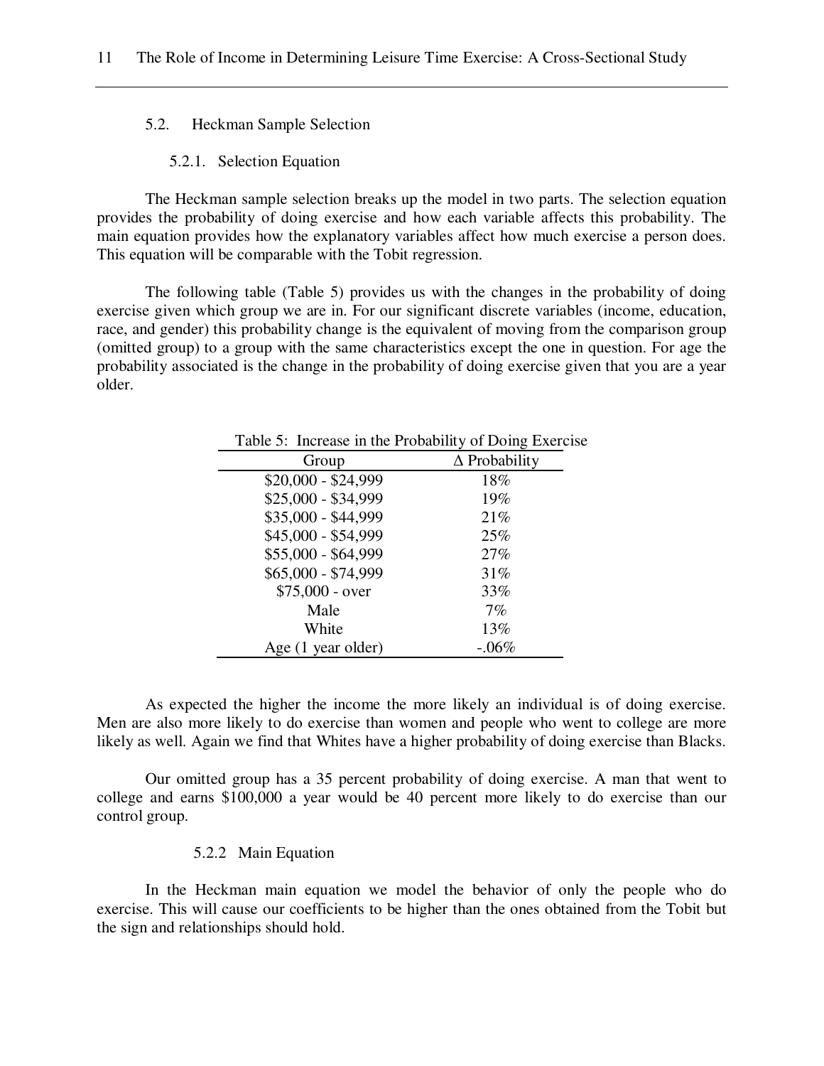### 5.2. Heckman Sample Selection

#### 5.2.1. Selection Equation

The Heckman sample selection breaks up the model in two parts. The selection equation provides the probability of doing exercise and how each variable affects this probability. The main equation provides how the explanatory variables affect how much exercise a person does. This equation will be comparable with the Tobit regression.

The following table (Table 5) provides us with the changes in the probability of doing exercise given which group we are in. For our significant discrete variables (income, education, race, and gender) this probability change is the equivalent of moving from the comparison group (omitted group) to a group with the same characteristics except the one in question. For age the probability associated is the change in the probability of doing exercise given that you are a year older.

Table 5: Increase in the Probability of Doing Exercise

| Group | $\Delta$ Probability |
|---|---|
| $20,000 - $24,999 | 18% |
| $25,000 - $34,999 | 19% |
| $35,000 - $44,999 | 21% |
| $45,000 - $54,999 | 25% |
| $55,000 - $64,999 | 27% |
| $65,000 - $74,999 | 31% |
| $75,000 - over | 33% |
| Male | 7% |
| White | 13% |
| Age (1 year older) | -.06% |

As expected the higher the income the more likely an individual is of doing exercise. Men are also more likely to do exercise than women and people who went to college are more likely as well. Again we find that Whites have a higher probability of doing exercise than Blacks.

Our omitted group has a 35 percent probability of doing exercise. A man that went to college and earns $100,000 a year would be 40 percent more likely to do exercise than our control group.

#### 5.2.2 Main Equation

In the Heckman main equation we model the behavior of only the people who do exercise. This will cause our coefficients to be higher than the ones obtained from the Tobit but the sign and relationships should hold.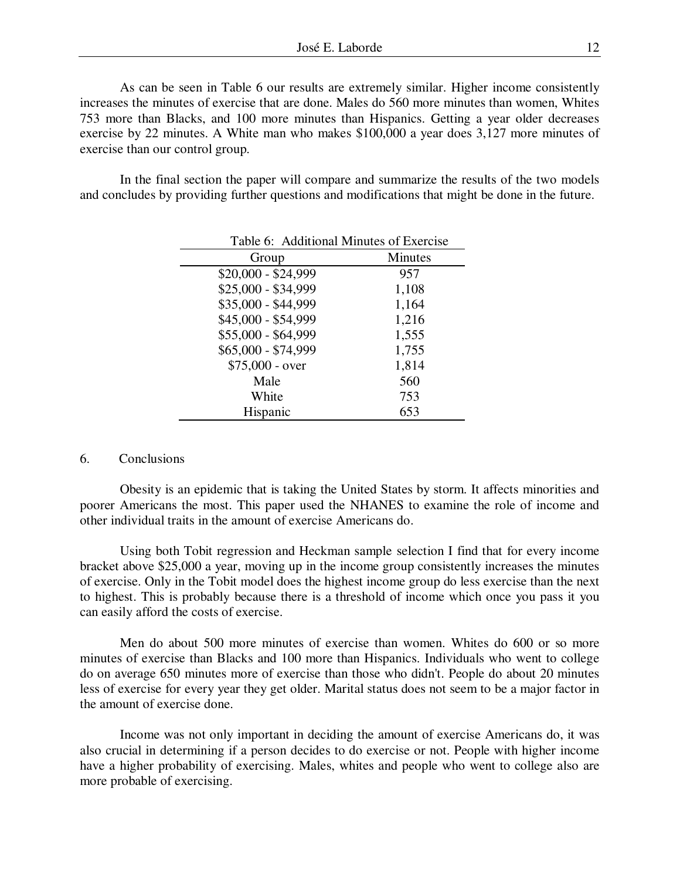As can be seen in Table 6 our results are extremely similar. Higher income consistently increases the minutes of exercise that are done. Males do 560 more minutes than women, Whites 753 more than Blacks, and 100 more minutes than Hispanics. Getting a year older decreases exercise by 22 minutes. A White man who makes $100,000 a year does 3,127 more minutes of exercise than our control group.

In the final section the paper will compare and summarize the results of the two models and concludes by providing further questions and modifications that might be done in the future.

Table 6: Additional Minutes of Exercise

| Group | Minutes |
|---|---|
| $20,000 - $24,999 | 957 |
| $25,000 - $34,999 | 1,108 |
| $35,000 - $44,999 | 1,164 |
| $45,000 - $54,999 | 1,216 |
| $55,000 - $64,999 | 1,555 |
| $65,000 - $74,999 | 1,755 |
| $75,000 - over | 1,814 |
| Male | 560 |
| White | 753 |
| Hispanic | 653 |

## 6. Conclusions

Obesity is an epidemic that is taking the United States by storm. It affects minorities and poorer Americans the most. This paper used the NHANES to examine the role of income and other individual traits in the amount of exercise Americans do.

Using both Tobit regression and Heckman sample selection I find that for every income bracket above $25,000 a year, moving up in the income group consistently increases the minutes of exercise. Only in the Tobit model does the highest income group do less exercise than the next to highest. This is probably because there is a threshold of income which once you pass it you can easily afford the costs of exercise.

Men do about 500 more minutes of exercise than women. Whites do 600 or so more minutes of exercise than Blacks and 100 more than Hispanics. Individuals who went to college do on average 650 minutes more of exercise than those who didn't. People do about 20 minutes less of exercise for every year they get older. Marital status does not seem to be a major factor in the amount of exercise done.

Income was not only important in deciding the amount of exercise Americans do, it was also crucial in determining if a person decides to do exercise or not. People with higher income have a higher probability of exercising. Males, whites and people who went to college also are more probable of exercising.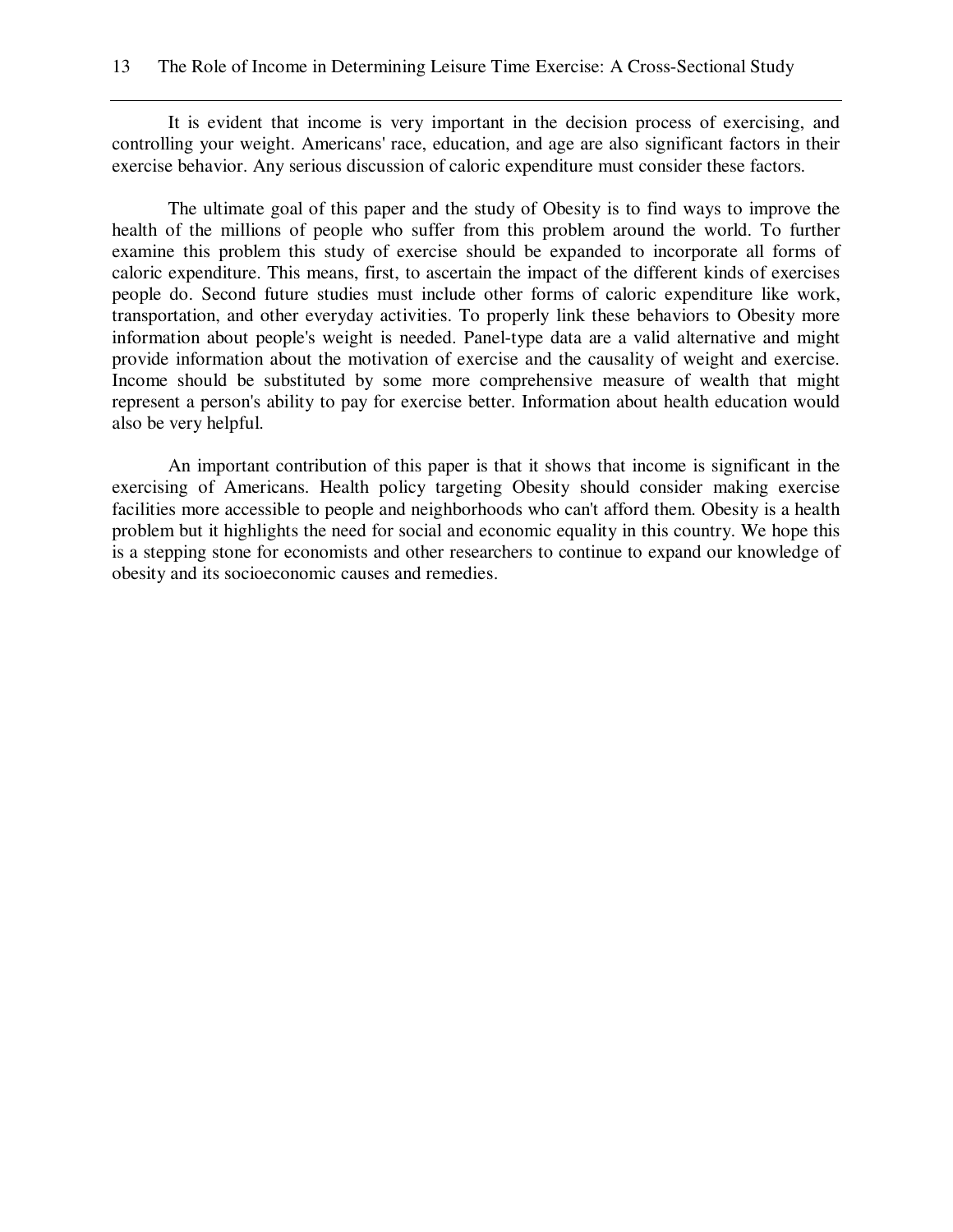It is evident that income is very important in the decision process of exercising, and controlling your weight. Americans' race, education, and age are also significant factors in their exercise behavior. Any serious discussion of caloric expenditure must consider these factors.

The ultimate goal of this paper and the study of Obesity is to find ways to improve the health of the millions of people who suffer from this problem around the world. To further examine this problem this study of exercise should be expanded to incorporate all forms of caloric expenditure. This means, first, to ascertain the impact of the different kinds of exercises people do. Second future studies must include other forms of caloric expenditure like work, transportation, and other everyday activities. To properly link these behaviors to Obesity more information about people's weight is needed. Panel-type data are a valid alternative and might provide information about the motivation of exercise and the causality of weight and exercise. Income should be substituted by some more comprehensive measure of wealth that might represent a person's ability to pay for exercise better. Information about health education would also be very helpful.

An important contribution of this paper is that it shows that income is significant in the exercising of Americans. Health policy targeting Obesity should consider making exercise facilities more accessible to people and neighborhoods who can't afford them. Obesity is a health problem but it highlights the need for social and economic equality in this country. We hope this is a stepping stone for economists and other researchers to continue to expand our knowledge of obesity and its socioeconomic causes and remedies.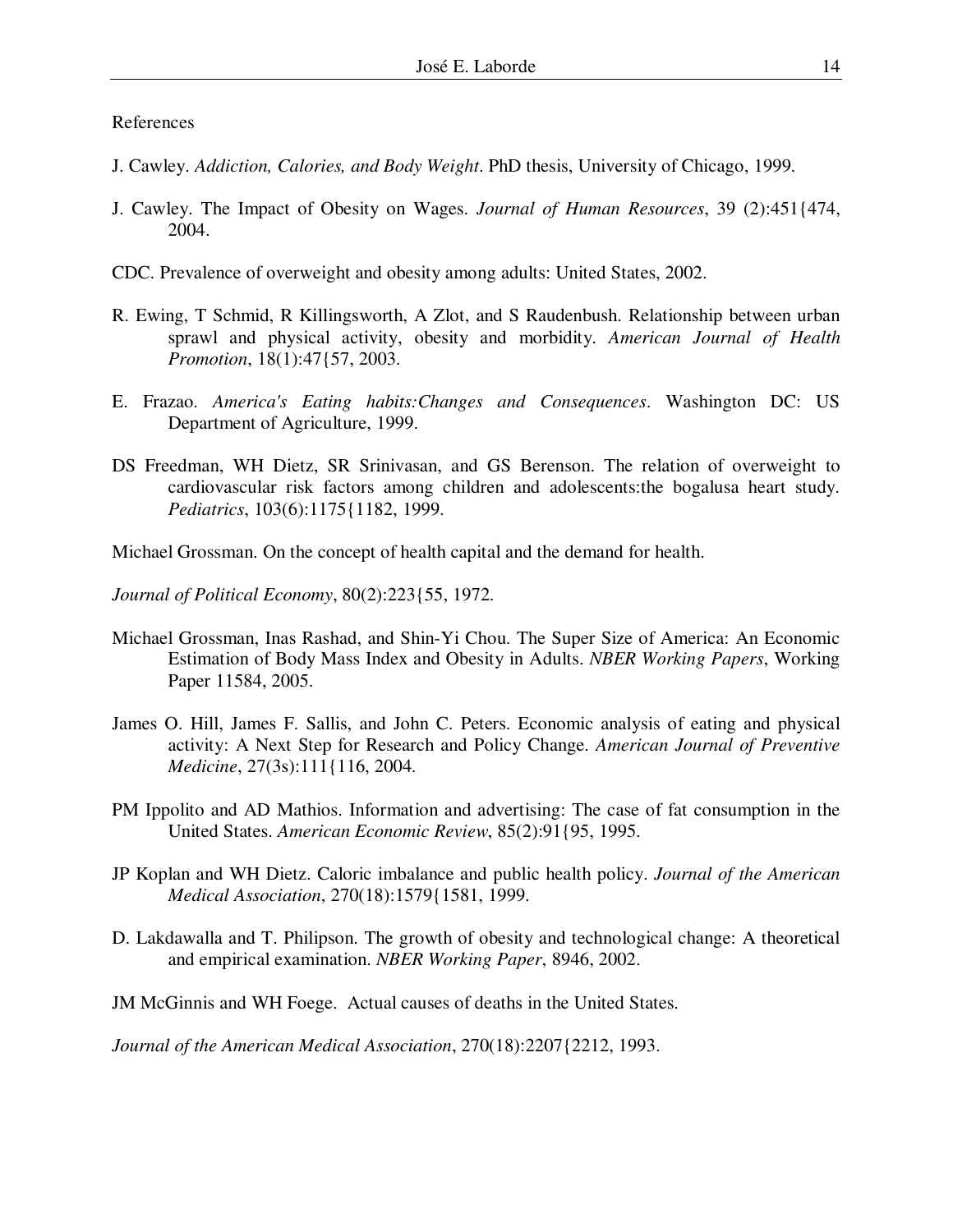References

J. Cawley. *Addiction, Calories, and Body Weight*. PhD thesis, University of Chicago, 1999.

J. Cawley. The Impact of Obesity on Wages. *Journal of Human Resources*, 39 (2):451{474, 2004.

CDC. Prevalence of overweight and obesity among adults: United States, 2002.

R. Ewing, T Schmid, R Killingsworth, A Zlot, and S Raudenbush. Relationship between urban sprawl and physical activity, obesity and morbidity. *American Journal of Health Promotion*, 18(1):47{57, 2003.

E. Frazao. *America's Eating habits:Changes and Consequences*. Washington DC: US Department of Agriculture, 1999.

DS Freedman, WH Dietz, SR Srinivasan, and GS Berenson. The relation of overweight to cardiovascular risk factors among children and adolescents:the bogalusa heart study. *Pediatrics*, 103(6):1175{1182, 1999.

Michael Grossman. On the concept of health capital and the demand for health.

*Journal of Political Economy*, 80(2):223{55, 1972.

Michael Grossman, Inas Rashad, and Shin-Yi Chou. The Super Size of America: An Economic Estimation of Body Mass Index and Obesity in Adults. *NBER Working Papers*, Working Paper 11584, 2005.

James O. Hill, James F. Sallis, and John C. Peters. Economic analysis of eating and physical activity: A Next Step for Research and Policy Change. *American Journal of Preventive Medicine*, 27(3s):111{116, 2004.

PM Ippolito and AD Mathios. Information and advertising: The case of fat consumption in the United States. *American Economic Review*, 85(2):91{95, 1995.

JP Koplan and WH Dietz. Caloric imbalance and public health policy. *Journal of the American Medical Association*, 270(18):1579{1581, 1999.

D. Lakdawalla and T. Philipson. The growth of obesity and technological change: A theoretical and empirical examination. *NBER Working Paper*, 8946, 2002.

JM McGinnis and WH Foege. Actual causes of deaths in the United States.

*Journal of the American Medical Association*, 270(18):2207{2212, 1993.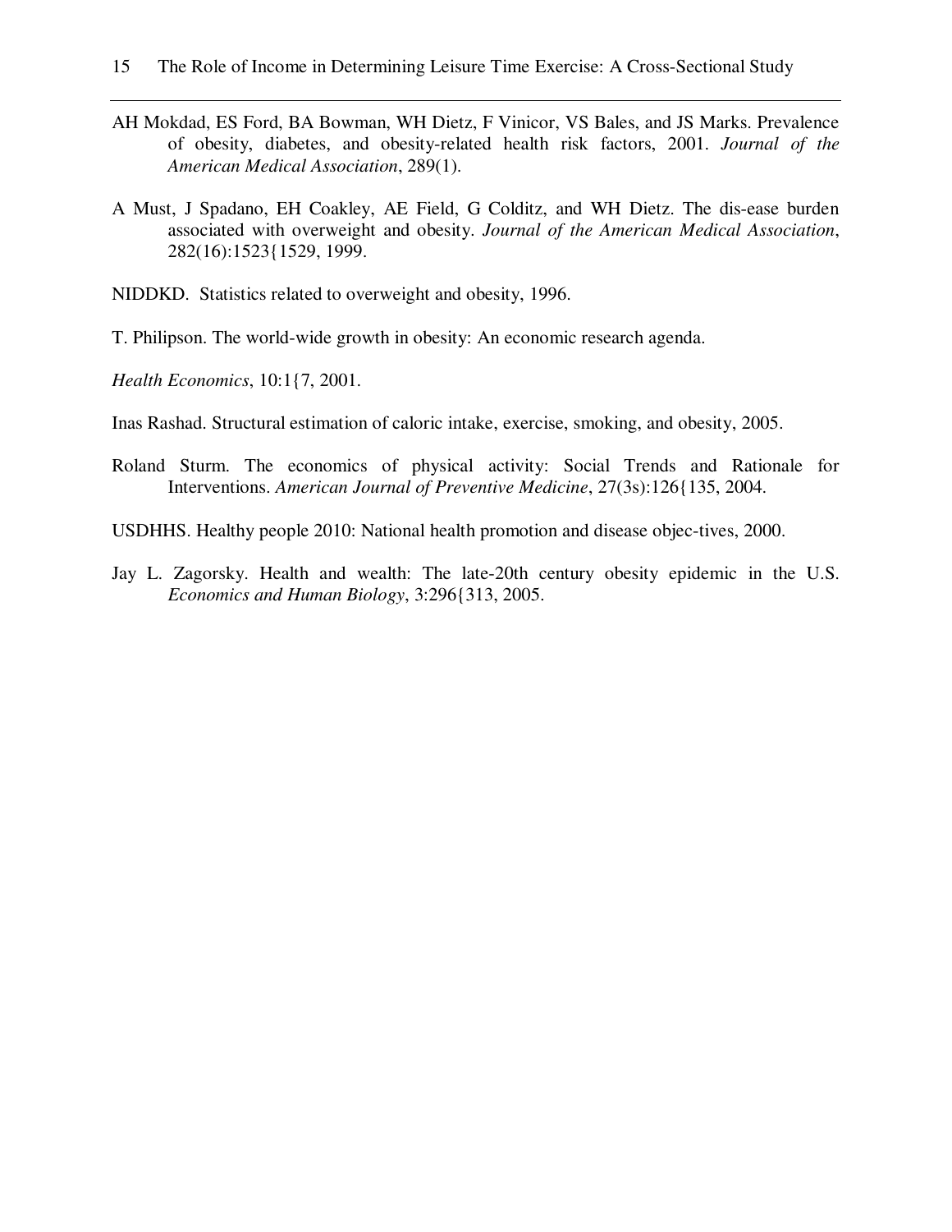AH Mokdad, ES Ford, BA Bowman, WH Dietz, F Vinicor, VS Bales, and JS Marks. Prevalence of obesity, diabetes, and obesity-related health risk factors, 2001. *Journal of the American Medical Association*, 289(1).

A Must, J Spadano, EH Coakley, AE Field, G Colditz, and WH Dietz. The dis-ease burden associated with overweight and obesity. *Journal of the American Medical Association*, 282(16):1523{1529, 1999.

NIDDKD. Statistics related to overweight and obesity, 1996.

T. Philipson. The world-wide growth in obesity: An economic research agenda.

*Health Economics*, 10:1{7, 2001.

Inas Rashad. Structural estimation of caloric intake, exercise, smoking, and obesity, 2005.

Roland Sturm. The economics of physical activity: Social Trends and Rationale for Interventions. *American Journal of Preventive Medicine*, 27(3s):126{135, 2004.

USDHHS. Healthy people 2010: National health promotion and disease objec-tives, 2000.

Jay L. Zagorsky. Health and wealth: The late-20th century obesity epidemic in the U.S. *Economics and Human Biology*, 3:296{313, 2005.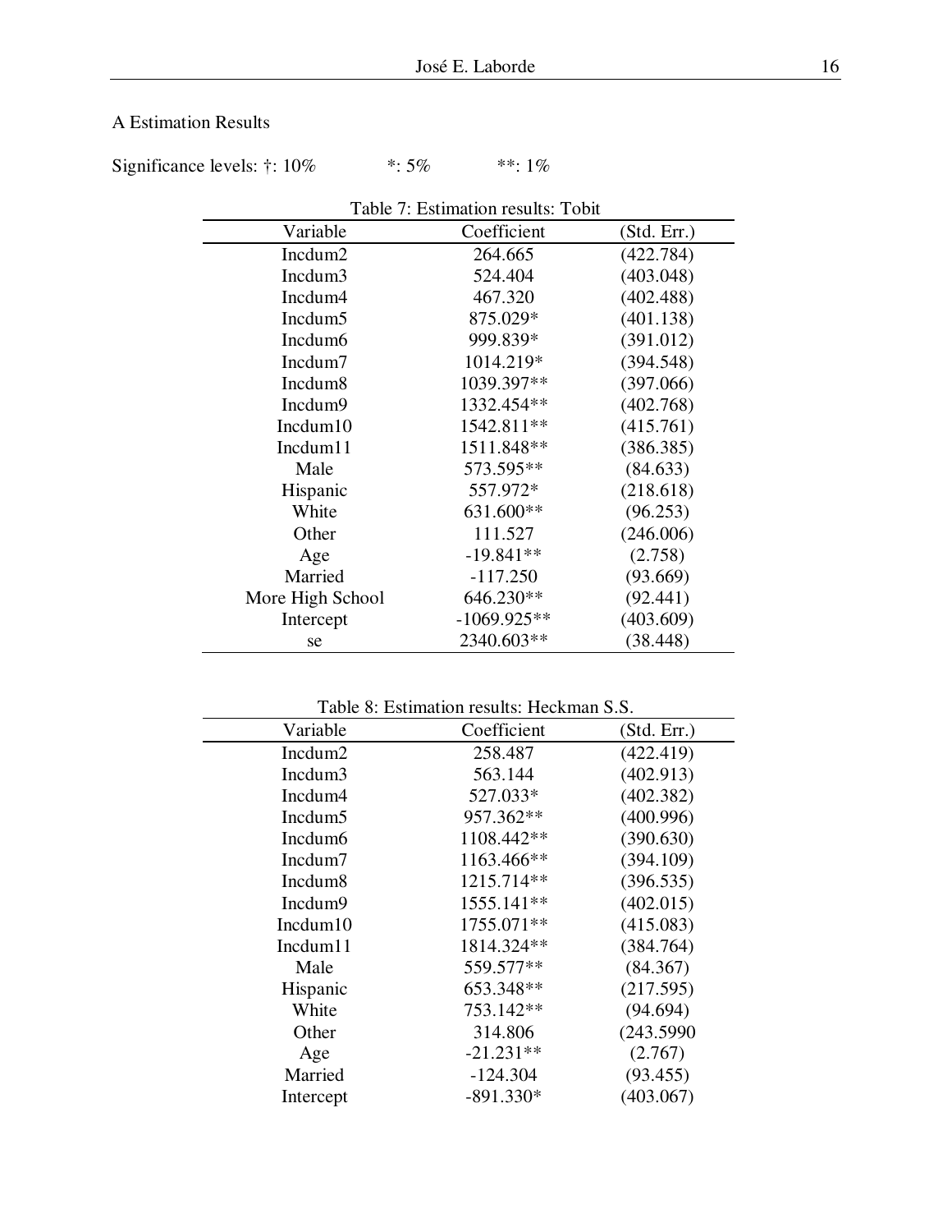## A Estimation Results

Significance levels: †: 10%   *: 5%   **: 1%

Table 7: Estimation results: Tobit

| Variable | Coefficient | (Std. Err.) |
|---|---|---|
| Incdum2 | 264.665 | (422.784) |
| Incdum3 | 524.404 | (403.048) |
| Incdum4 | 467.320 | (402.488) |
| Incdum5 | 875.029* | (401.138) |
| Incdum6 | 999.839* | (391.012) |
| Incdum7 | 1014.219* | (394.548) |
| Incdum8 | 1039.397** | (397.066) |
| Incdum9 | 1332.454** | (402.768) |
| Incdum10 | 1542.811** | (415.761) |
| Incdum11 | 1511.848** | (386.385) |
| Male | 573.595** | (84.633) |
| Hispanic | 557.972* | (218.618) |
| White | 631.600** | (96.253) |
| Other | 111.527 | (246.006) |
| Age | -19.841** | (2.758) |
| Married | -117.250 | (93.669) |
| More High School | 646.230** | (92.441) |
| Intercept | -1069.925** | (403.609) |
| se | 2340.603** | (38.448) |

Table 8: Estimation results: Heckman S.S.

| Variable | Coefficient | (Std. Err.) |
|---|---|---|
| Incdum2 | 258.487 | (422.419) |
| Incdum3 | 563.144 | (402.913) |
| Incdum4 | 527.033* | (402.382) |
| Incdum5 | 957.362** | (400.996) |
| Incdum6 | 1108.442** | (390.630) |
| Incdum7 | 1163.466** | (394.109) |
| Incdum8 | 1215.714** | (396.535) |
| Incdum9 | 1555.141** | (402.015) |
| Incdum10 | 1755.071** | (415.083) |
| Incdum11 | 1814.324** | (384.764) |
| Male | 559.577** | (84.367) |
| Hispanic | 653.348** | (217.595) |
| White | 753.142** | (94.694) |
| Other | 314.806 | (243.5990 |
| Age | -21.231** | (2.767) |
| Married | -124.304 | (93.455) |
| Intercept | -891.330* | (403.067) |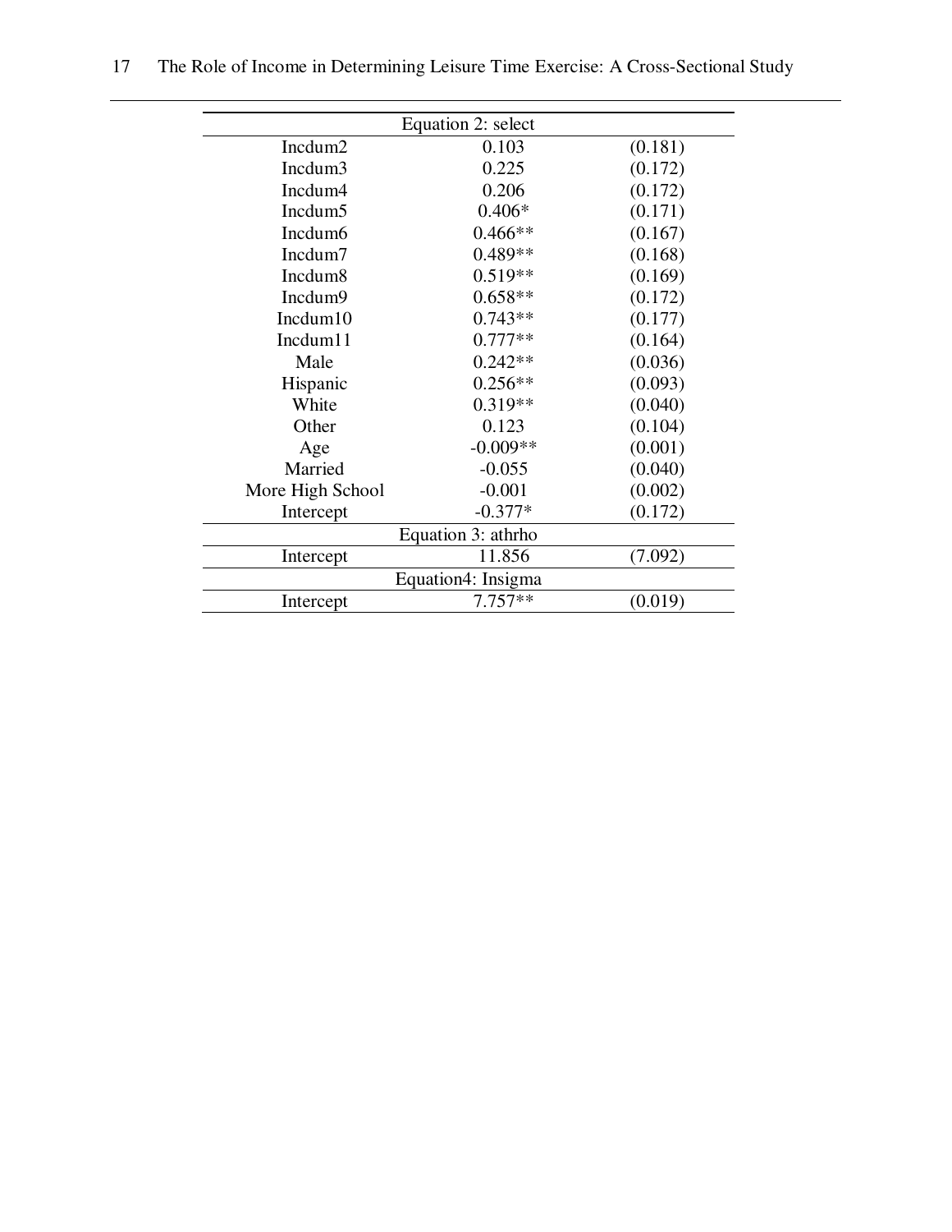| | | |
|---|---|---|
| Equation 2: select | | |
| Incdum2 | 0.103 | (0.181) |
| Incdum3 | 0.225 | (0.172) |
| Incdum4 | 0.206 | (0.172) |
| Incdum5 | 0.406* | (0.171) |
| Incdum6 | 0.466** | (0.167) |
| Incdum7 | 0.489** | (0.168) |
| Incdum8 | 0.519** | (0.169) |
| Incdum9 | 0.658** | (0.172) |
| Incdum10 | 0.743** | (0.177) |
| Incdum11 | 0.777** | (0.164) |
| Male | 0.242** | (0.036) |
| Hispanic | 0.256** | (0.093) |
| White | 0.319** | (0.040) |
| Other | 0.123 | (0.104) |
| Age | -0.009** | (0.001) |
| Married | -0.055 | (0.040) |
| More High School | -0.001 | (0.002) |
| Intercept | -0.377* | (0.172) |
| Equation 3: athrho | | |
| Intercept | 11.856 | (7.092) |
| Equation4: lnsigma | | |
| Intercept | 7.757** | (0.019) |